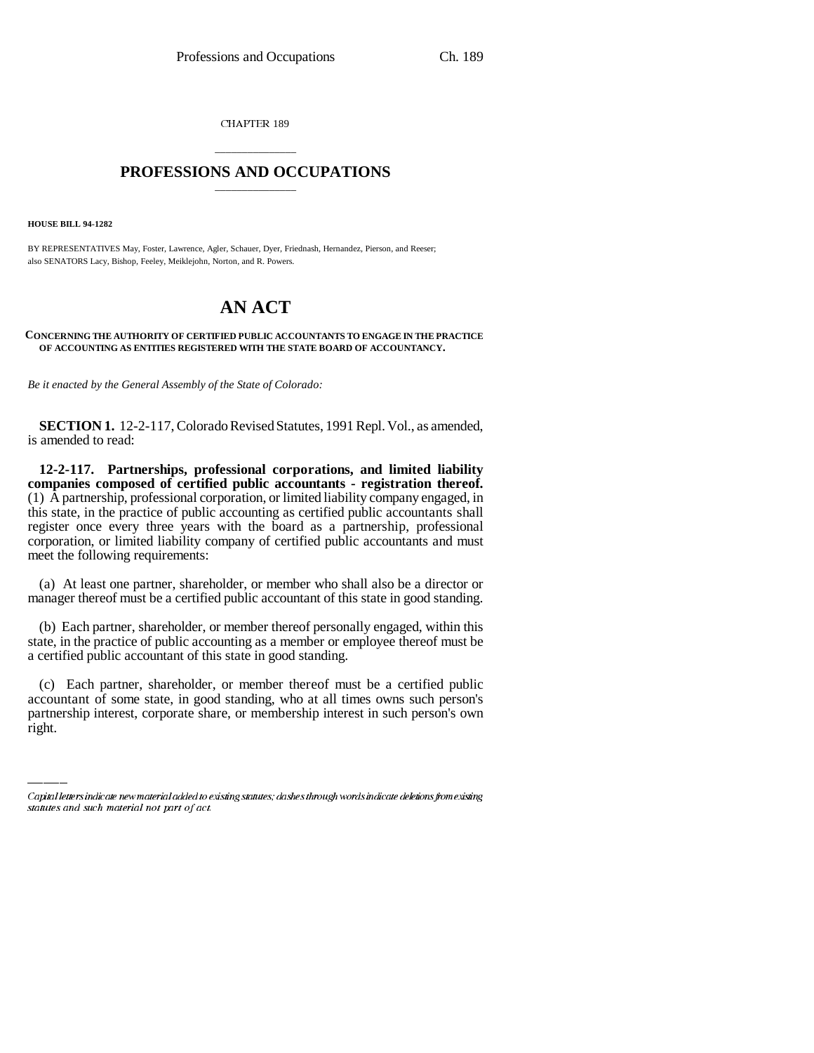CHAPTER 189

# PROFESSIONS AND OCCUPATIONS

**HOUSE BILL 94-1282**

BY REPRESENTATIVES May, Foster, Lawrence, Agler, Schauer, Dyer, Friednash, Hernandez, Pierson, and Reeser;
also SENATORS Lacy, Bishop, Feeley, Meiklejohn, Norton, and R. Powers.

# AN ACT

**CONCERNING THE AUTHORITY OF CERTIFIED PUBLIC ACCOUNTANTS TO ENGAGE IN THE PRACTICE OF ACCOUNTING AS ENTITIES REGISTERED WITH THE STATE BOARD OF ACCOUNTANCY.**

*Be it enacted by the General Assembly of the State of Colorado:*

**SECTION 1.** 12-2-117, Colorado Revised Statutes, 1991 Repl. Vol., as amended, is amended to read:

**12-2-117. Partnerships, professional corporations, and limited liability companies composed of certified public accountants - registration thereof.** (1) A partnership, professional corporation, or limited liability company engaged, in this state, in the practice of public accounting as certified public accountants shall register once every three years with the board as a partnership, professional corporation, or limited liability company of certified public accountants and must meet the following requirements:

(a) At least one partner, shareholder, or member who shall also be a director or manager thereof must be a certified public accountant of this state in good standing.

(b) Each partner, shareholder, or member thereof personally engaged, within this state, in the practice of public accounting as a member or employee thereof must be a certified public accountant of this state in good standing.

(c) Each partner, shareholder, or member thereof must be a certified public accountant of some state, in good standing, who at all times owns such person's partnership interest, corporate share, or membership interest in such person's own right.

*Capital letters indicate new material added to existing statutes; dashes through words indicate deletions from existing statutes and such material not part of act.*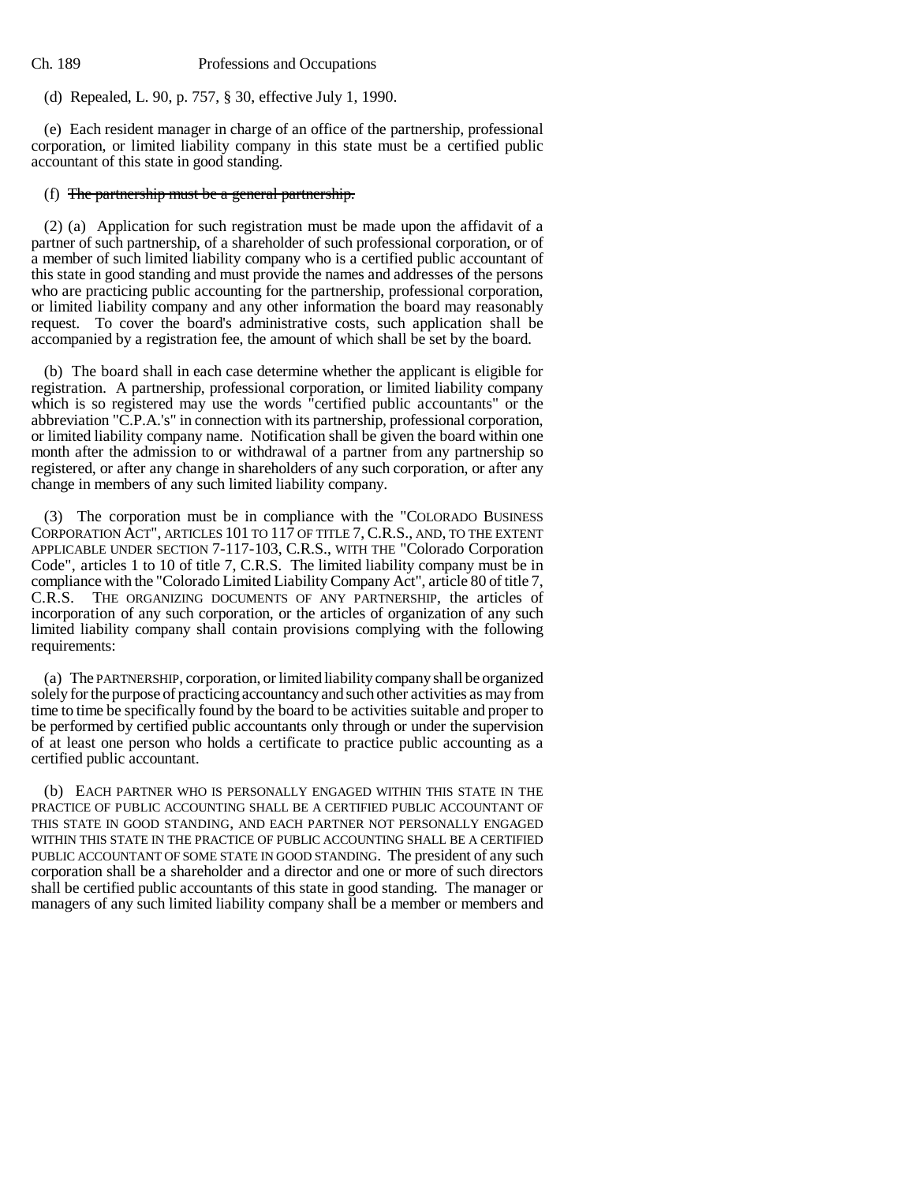(d) Repealed, L. 90, p. 757, § 30, effective July 1, 1990.

(e) Each resident manager in charge of an office of the partnership, professional corporation, or limited liability company in this state must be a certified public accountant of this state in good standing.

(f) ~~The partnership must be a general partnership.~~

(2) (a) Application for such registration must be made upon the affidavit of a partner of such partnership, of a shareholder of such professional corporation, or of a member of such limited liability company who is a certified public accountant of this state in good standing and must provide the names and addresses of the persons who are practicing public accounting for the partnership, professional corporation, or limited liability company and any other information the board may reasonably request. To cover the board's administrative costs, such application shall be accompanied by a registration fee, the amount of which shall be set by the board.

(b) The board shall in each case determine whether the applicant is eligible for registration. A partnership, professional corporation, or limited liability company which is so registered may use the words "certified public accountants" or the abbreviation "C.P.A.'s" in connection with its partnership, professional corporation, or limited liability company name. Notification shall be given the board within one month after the admission to or withdrawal of a partner from any partnership so registered, or after any change in shareholders of any such corporation, or after any change in members of any such limited liability company.

(3) The corporation must be in compliance with the "COLORADO BUSINESS CORPORATION ACT", ARTICLES 101 TO 117 OF TITLE 7, C.R.S., AND, TO THE EXTENT APPLICABLE UNDER SECTION 7-117-103, C.R.S., WITH THE "Colorado Corporation Code", articles 1 to 10 of title 7, C.R.S. The limited liability company must be in compliance with the "Colorado Limited Liability Company Act", article 80 of title 7, C.R.S. THE ORGANIZING DOCUMENTS OF ANY PARTNERSHIP, the articles of incorporation of any such corporation, or the articles of organization of any such limited liability company shall contain provisions complying with the following requirements:

(a) The PARTNERSHIP, corporation, or limited liability company shall be organized solely for the purpose of practicing accountancy and such other activities as may from time to time be specifically found by the board to be activities suitable and proper to be performed by certified public accountants only through or under the supervision of at least one person who holds a certificate to practice public accounting as a certified public accountant.

(b) EACH PARTNER WHO IS PERSONALLY ENGAGED WITHIN THIS STATE IN THE PRACTICE OF PUBLIC ACCOUNTING SHALL BE A CERTIFIED PUBLIC ACCOUNTANT OF THIS STATE IN GOOD STANDING, AND EACH PARTNER NOT PERSONALLY ENGAGED WITHIN THIS STATE IN THE PRACTICE OF PUBLIC ACCOUNTING SHALL BE A CERTIFIED PUBLIC ACCOUNTANT OF SOME STATE IN GOOD STANDING. The president of any such corporation shall be a shareholder and a director and one or more of such directors shall be certified public accountants of this state in good standing. The manager or managers of any such limited liability company shall be a member or members and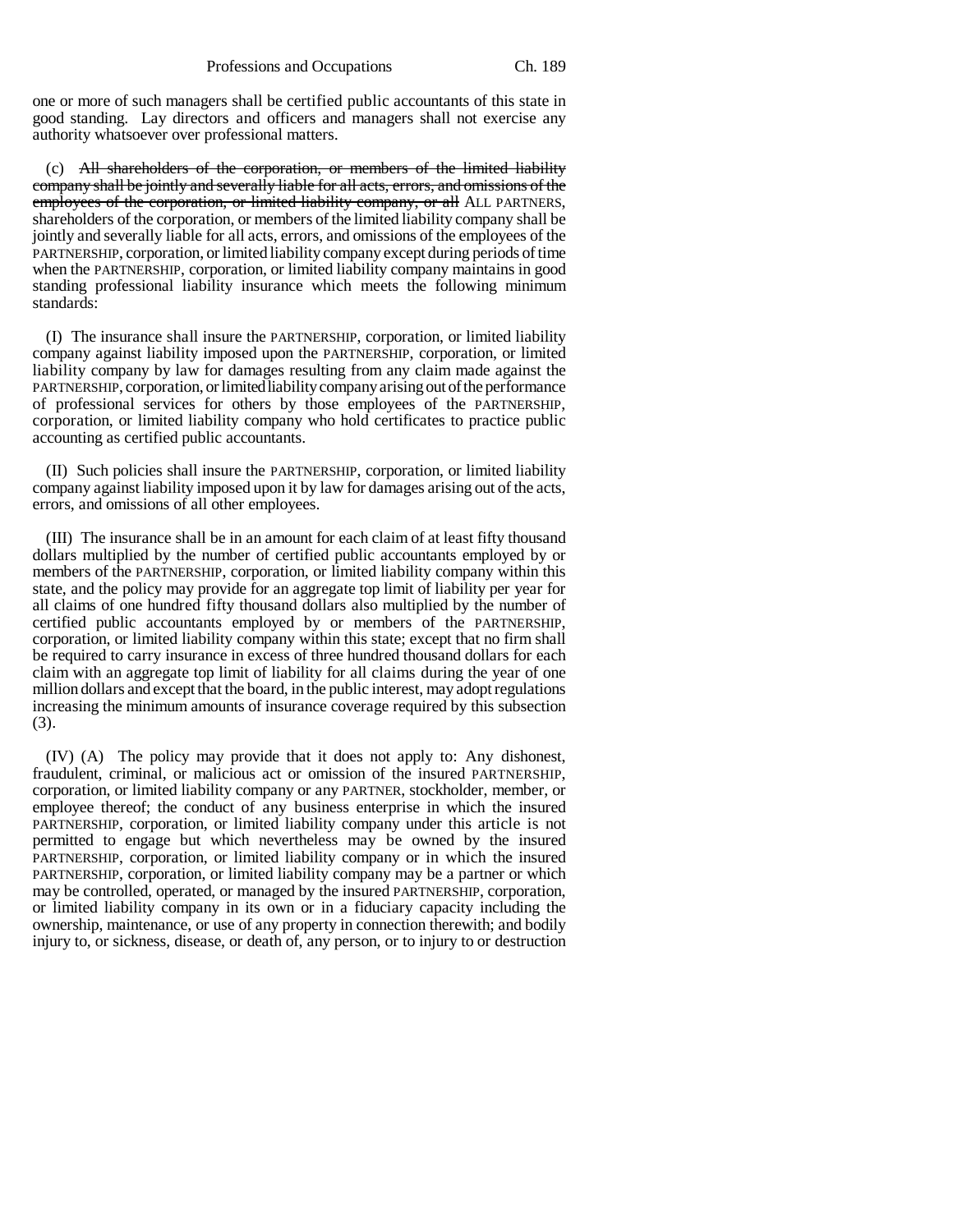one or more of such managers shall be certified public accountants of this state in good standing. Lay directors and officers and managers shall not exercise any authority whatsoever over professional matters.

(c) ~~All shareholders of the corporation, or members of the limited liability company shall be jointly and severally liable for all acts, errors, and omissions of the employees of the corporation, or limited liability company, or all~~ ALL PARTNERS, shareholders of the corporation, or members of the limited liability company shall be jointly and severally liable for all acts, errors, and omissions of the employees of the PARTNERSHIP, corporation, or limited liability company except during periods of time when the PARTNERSHIP, corporation, or limited liability company maintains in good standing professional liability insurance which meets the following minimum standards:

(I) The insurance shall insure the PARTNERSHIP, corporation, or limited liability company against liability imposed upon the PARTNERSHIP, corporation, or limited liability company by law for damages resulting from any claim made against the PARTNERSHIP, corporation, or limited liability company arising out of the performance of professional services for others by those employees of the PARTNERSHIP, corporation, or limited liability company who hold certificates to practice public accounting as certified public accountants.

(II) Such policies shall insure the PARTNERSHIP, corporation, or limited liability company against liability imposed upon it by law for damages arising out of the acts, errors, and omissions of all other employees.

(III) The insurance shall be in an amount for each claim of at least fifty thousand dollars multiplied by the number of certified public accountants employed by or members of the PARTNERSHIP, corporation, or limited liability company within this state, and the policy may provide for an aggregate top limit of liability per year for all claims of one hundred fifty thousand dollars also multiplied by the number of certified public accountants employed by or members of the PARTNERSHIP, corporation, or limited liability company within this state; except that no firm shall be required to carry insurance in excess of three hundred thousand dollars for each claim with an aggregate top limit of liability for all claims during the year of one million dollars and except that the board, in the public interest, may adopt regulations increasing the minimum amounts of insurance coverage required by this subsection (3).

(IV) (A) The policy may provide that it does not apply to: Any dishonest, fraudulent, criminal, or malicious act or omission of the insured PARTNERSHIP, corporation, or limited liability company or any PARTNER, stockholder, member, or employee thereof; the conduct of any business enterprise in which the insured PARTNERSHIP, corporation, or limited liability company under this article is not permitted to engage but which nevertheless may be owned by the insured PARTNERSHIP, corporation, or limited liability company or in which the insured PARTNERSHIP, corporation, or limited liability company may be a partner or which may be controlled, operated, or managed by the insured PARTNERSHIP, corporation, or limited liability company in its own or in a fiduciary capacity including the ownership, maintenance, or use of any property in connection therewith; and bodily injury to, or sickness, disease, or death of, any person, or to injury to or destruction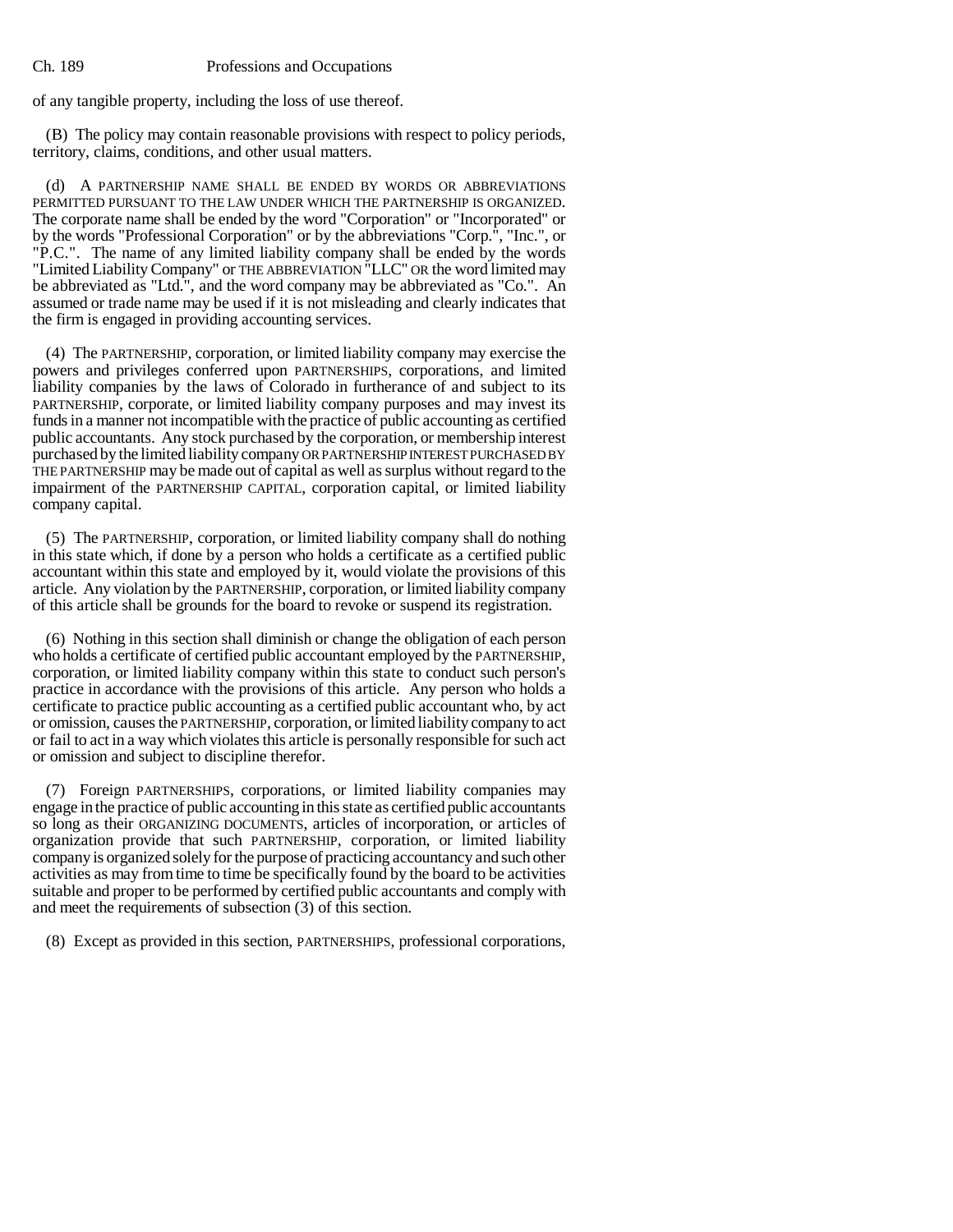of any tangible property, including the loss of use thereof.

(B) The policy may contain reasonable provisions with respect to policy periods, territory, claims, conditions, and other usual matters.

(d) A PARTNERSHIP NAME SHALL BE ENDED BY WORDS OR ABBREVIATIONS PERMITTED PURSUANT TO THE LAW UNDER WHICH THE PARTNERSHIP IS ORGANIZED. The corporate name shall be ended by the word "Corporation" or "Incorporated" or by the words "Professional Corporation" or by the abbreviations "Corp.", "Inc.", or "P.C.". The name of any limited liability company shall be ended by the words "Limited Liability Company" or THE ABBREVIATION "LLC" OR the word limited may be abbreviated as "Ltd.", and the word company may be abbreviated as "Co.". An assumed or trade name may be used if it is not misleading and clearly indicates that the firm is engaged in providing accounting services.

(4) The PARTNERSHIP, corporation, or limited liability company may exercise the powers and privileges conferred upon PARTNERSHIPS, corporations, and limited liability companies by the laws of Colorado in furtherance of and subject to its PARTNERSHIP, corporate, or limited liability company purposes and may invest its funds in a manner not incompatible with the practice of public accounting as certified public accountants. Any stock purchased by the corporation, or membership interest purchased by the limited liability company OR PARTNERSHIP INTEREST PURCHASED BY THE PARTNERSHIP may be made out of capital as well as surplus without regard to the impairment of the PARTNERSHIP CAPITAL, corporation capital, or limited liability company capital.

(5) The PARTNERSHIP, corporation, or limited liability company shall do nothing in this state which, if done by a person who holds a certificate as a certified public accountant within this state and employed by it, would violate the provisions of this article. Any violation by the PARTNERSHIP, corporation, or limited liability company of this article shall be grounds for the board to revoke or suspend its registration.

(6) Nothing in this section shall diminish or change the obligation of each person who holds a certificate of certified public accountant employed by the PARTNERSHIP, corporation, or limited liability company within this state to conduct such person's practice in accordance with the provisions of this article. Any person who holds a certificate to practice public accounting as a certified public accountant who, by act or omission, causes the PARTNERSHIP, corporation, or limited liability company to act or fail to act in a way which violates this article is personally responsible for such act or omission and subject to discipline therefor.

(7) Foreign PARTNERSHIPS, corporations, or limited liability companies may engage in the practice of public accounting in this state as certified public accountants so long as their ORGANIZING DOCUMENTS, articles of incorporation, or articles of organization provide that such PARTNERSHIP, corporation, or limited liability company is organized solely for the purpose of practicing accountancy and such other activities as may from time to time be specifically found by the board to be activities suitable and proper to be performed by certified public accountants and comply with and meet the requirements of subsection (3) of this section.

(8) Except as provided in this section, PARTNERSHIPS, professional corporations,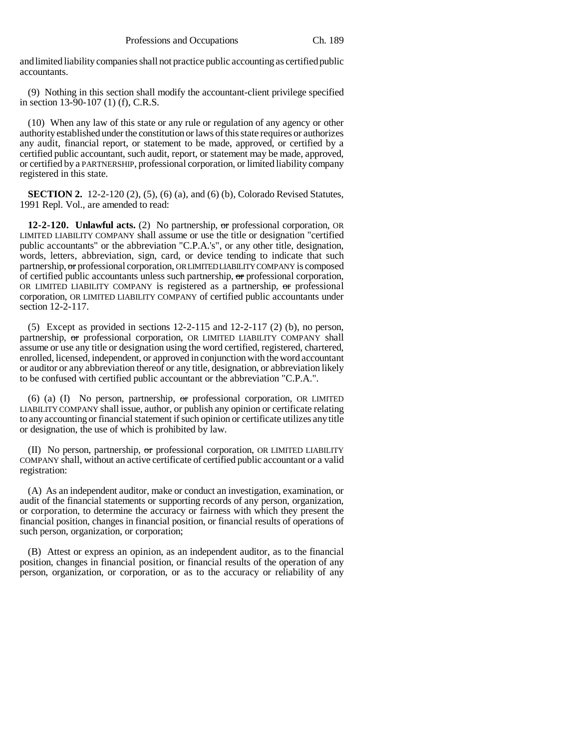and limited liability companies shall not practice public accounting as certified public accountants.

(9) Nothing in this section shall modify the accountant-client privilege specified in section 13-90-107 (1) (f), C.R.S.

(10) When any law of this state or any rule or regulation of any agency or other authority established under the constitution or laws of this state requires or authorizes any audit, financial report, or statement to be made, approved, or certified by a certified public accountant, such audit, report, or statement may be made, approved, or certified by a PARTNERSHIP, professional corporation, or limited liability company registered in this state.

**SECTION 2.** 12-2-120 (2), (5), (6) (a), and (6) (b), Colorado Revised Statutes, 1991 Repl. Vol., are amended to read:

**12-2-120. Unlawful acts.** (2) No partnership, ~~or~~ professional corporation, OR LIMITED LIABILITY COMPANY shall assume or use the title or designation "certified public accountants" or the abbreviation "C.P.A.'s", or any other title, designation, words, letters, abbreviation, sign, card, or device tending to indicate that such partnership, ~~or~~ professional corporation, OR LIMITED LIABILITY COMPANY is composed of certified public accountants unless such partnership, ~~or~~ professional corporation, OR LIMITED LIABILITY COMPANY is registered as a partnership, ~~or~~ professional corporation, OR LIMITED LIABILITY COMPANY of certified public accountants under section 12-2-117.

(5) Except as provided in sections 12-2-115 and 12-2-117 (2) (b), no person, partnership, ~~or~~ professional corporation, OR LIMITED LIABILITY COMPANY shall assume or use any title or designation using the word certified, registered, chartered, enrolled, licensed, independent, or approved in conjunction with the word accountant or auditor or any abbreviation thereof or any title, designation, or abbreviation likely to be confused with certified public accountant or the abbreviation "C.P.A.".

(6) (a) (I) No person, partnership, ~~or~~ professional corporation, OR LIMITED LIABILITY COMPANY shall issue, author, or publish any opinion or certificate relating to any accounting or financial statement if such opinion or certificate utilizes any title or designation, the use of which is prohibited by law.

(II) No person, partnership, ~~or~~ professional corporation, OR LIMITED LIABILITY COMPANY shall, without an active certificate of certified public accountant or a valid registration:

(A) As an independent auditor, make or conduct an investigation, examination, or audit of the financial statements or supporting records of any person, organization, or corporation, to determine the accuracy or fairness with which they present the financial position, changes in financial position, or financial results of operations of such person, organization, or corporation;

(B) Attest or express an opinion, as an independent auditor, as to the financial position, changes in financial position, or financial results of the operation of any person, organization, or corporation, or as to the accuracy or reliability of any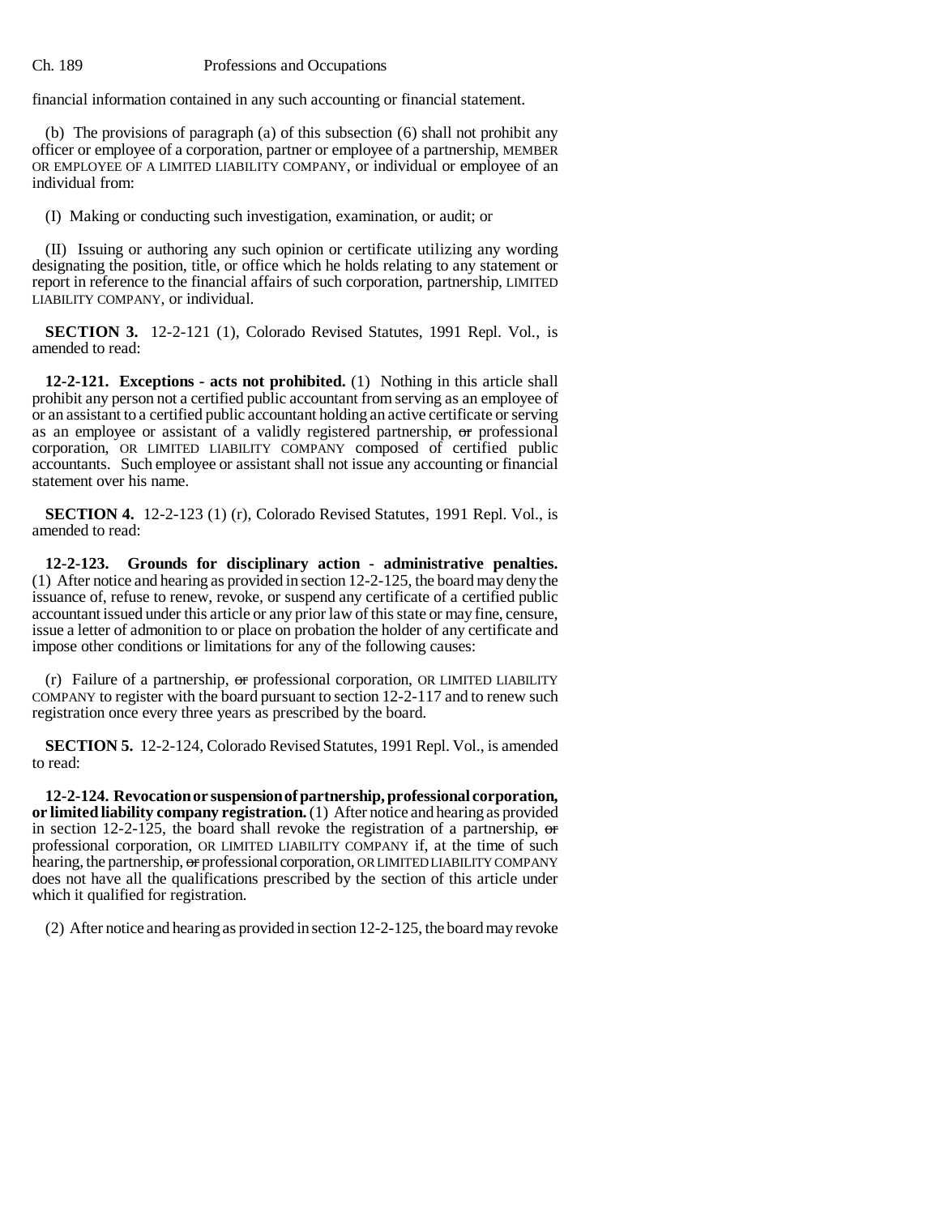financial information contained in any such accounting or financial statement.

(b) The provisions of paragraph (a) of this subsection (6) shall not prohibit any officer or employee of a corporation, partner or employee of a partnership, MEMBER OR EMPLOYEE OF A LIMITED LIABILITY COMPANY, or individual or employee of an individual from:

(I) Making or conducting such investigation, examination, or audit; or

(II) Issuing or authoring any such opinion or certificate utilizing any wording designating the position, title, or office which he holds relating to any statement or report in reference to the financial affairs of such corporation, partnership, LIMITED LIABILITY COMPANY, or individual.

**SECTION 3.** 12-2-121 (1), Colorado Revised Statutes, 1991 Repl. Vol., is amended to read:

**12-2-121. Exceptions - acts not prohibited.** (1) Nothing in this article shall prohibit any person not a certified public accountant from serving as an employee of or an assistant to a certified public accountant holding an active certificate or serving as an employee or assistant of a validly registered partnership, ~~or~~ professional corporation, OR LIMITED LIABILITY COMPANY composed of certified public accountants. Such employee or assistant shall not issue any accounting or financial statement over his name.

**SECTION 4.** 12-2-123 (1) (r), Colorado Revised Statutes, 1991 Repl. Vol., is amended to read:

**12-2-123. Grounds for disciplinary action - administrative penalties.** (1) After notice and hearing as provided in section 12-2-125, the board may deny the issuance of, refuse to renew, revoke, or suspend any certificate of a certified public accountant issued under this article or any prior law of this state or may fine, censure, issue a letter of admonition to or place on probation the holder of any certificate and impose other conditions or limitations for any of the following causes:

(r) Failure of a partnership, ~~or~~ professional corporation, OR LIMITED LIABILITY COMPANY to register with the board pursuant to section 12-2-117 and to renew such registration once every three years as prescribed by the board.

**SECTION 5.** 12-2-124, Colorado Revised Statutes, 1991 Repl. Vol., is amended to read:

**12-2-124. Revocation or suspension of partnership, professional corporation, or limited liability company registration.** (1) After notice and hearing as provided in section 12-2-125, the board shall revoke the registration of a partnership, ~~or~~ professional corporation, OR LIMITED LIABILITY COMPANY if, at the time of such hearing, the partnership, ~~or~~ professional corporation, OR LIMITED LIABILITY COMPANY does not have all the qualifications prescribed by the section of this article under which it qualified for registration.

(2) After notice and hearing as provided in section 12-2-125, the board may revoke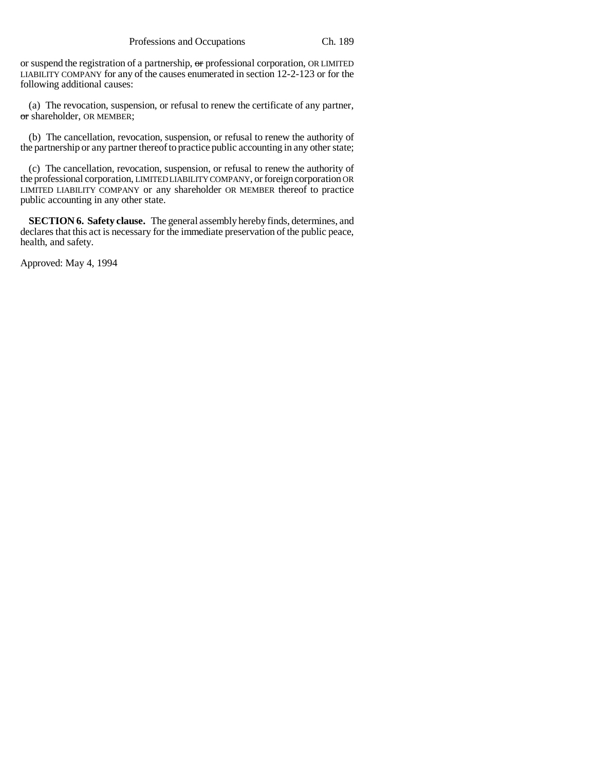or suspend the registration of a partnership, ~~or~~ professional corporation, OR LIMITED LIABILITY COMPANY for any of the causes enumerated in section 12-2-123 or for the following additional causes:

(a) The revocation, suspension, or refusal to renew the certificate of any partner, ~~or~~ shareholder, OR MEMBER;

(b) The cancellation, revocation, suspension, or refusal to renew the authority of the partnership or any partner thereof to practice public accounting in any other state;

(c) The cancellation, revocation, suspension, or refusal to renew the authority of the professional corporation, LIMITED LIABILITY COMPANY, or foreign corporation OR LIMITED LIABILITY COMPANY or any shareholder OR MEMBER thereof to practice public accounting in any other state.

**SECTION 6. Safety clause.** The general assembly hereby finds, determines, and declares that this act is necessary for the immediate preservation of the public peace, health, and safety.

Approved: May 4, 1994